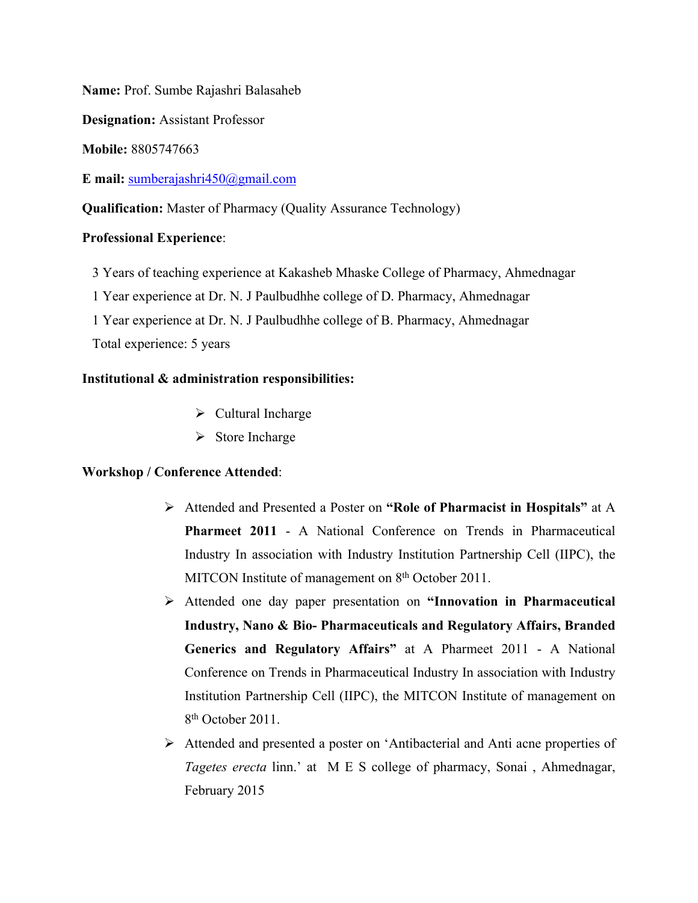**Name:** Prof. Sumbe Rajashri Balasaheb

**Designation:** Assistant Professor

**Mobile:** 8805747663

**E mail:** sumberajashri450@gmail.com

**Qualification:** Master of Pharmacy (Quality Assurance Technology)

**Professional Experience**:

3 Years of teaching experience at Kakasheb Mhaske College of Pharmacy, Ahmednagar

1 Year experience at Dr. N. J Paulbudhhe college of D. Pharmacy, Ahmednagar

1 Year experience at Dr. N. J Paulbudhhe college of B. Pharmacy, Ahmednagar

Total experience: 5 years

**Institutional & administration responsibilities:**

- Cultural Incharge
- Store Incharge

**Workshop / Conference Attended**:

- Attended and Presented a Poster on **"Role of Pharmacist in Hospitals"** at A **Pharmeet 2011** - A National Conference on Trends in Pharmaceutical Industry In association with Industry Institution Partnership Cell (IIPC), the MITCON Institute of management on 8th October 2011.
- Attended one day paper presentation on **"Innovation in Pharmaceutical Industry, Nano & Bio- Pharmaceuticals and Regulatory Affairs, Branded Generics and Regulatory Affairs"** at A Pharmeet 2011 - A National Conference on Trends in Pharmaceutical Industry In association with Industry Institution Partnership Cell (IIPC), the MITCON Institute of management on 8th October 2011.
- Attended and presented a poster on 'Antibacterial and Anti acne properties of *Tagetes erecta* linn.' at M E S college of pharmacy, Sonai , Ahmednagar, February 2015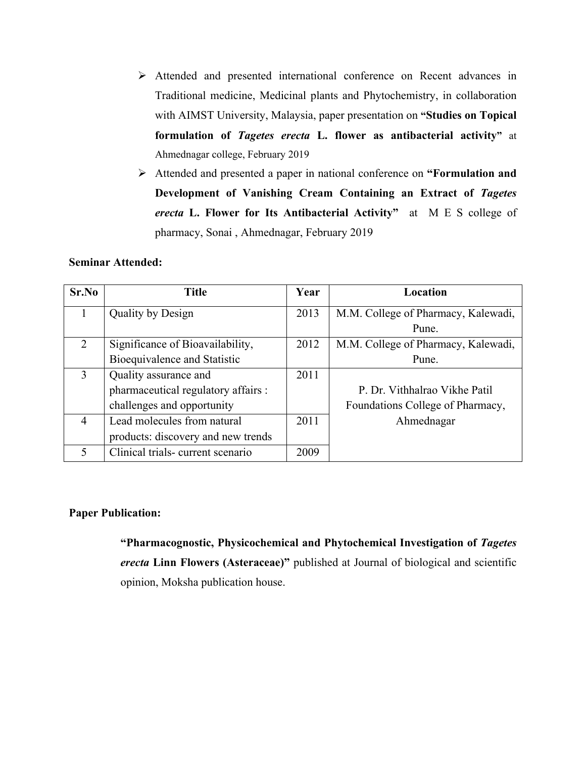- Attended and presented international conference on Recent advances in Traditional medicine, Medicinal plants and Phytochemistry, in collaboration with AIMST University, Malaysia, paper presentation on **"Studies on Topical formulation of *Tagetes erecta* L. flower as antibacterial activity"** at Ahmednagar college, February 2019
- Attended and presented a paper in national conference on **"Formulation and Development of Vanishing Cream Containing an Extract of *Tagetes erecta* L. Flower for Its Antibacterial Activity"** at M E S college of pharmacy, Sonai , Ahmednagar, February 2019

**Seminar Attended:**

| Sr.No | Title | Year | Location |
|---|---|---|---|
| 1 | Quality by Design | 2013 | M.M. College of Pharmacy, Kalewadi, Pune. |
| 2 | Significance of Bioavailability, Bioequivalence and Statistic | 2012 | M.M. College of Pharmacy, Kalewadi, Pune. |
| 3 | Quality assurance and pharmaceutical regulatory affairs : challenges and opportunity | 2011 | P. Dr. Vithhalrao Vikhe Patil Foundations College of Pharmacy, Ahmednagar |
| 4 | Lead molecules from natural products: discovery and new trends | 2011 | |
| 5 | Clinical trials- current scenario | 2009 | |

**Paper Publication:**

**"Pharmacognostic, Physicochemical and Phytochemical Investigation of *Tagetes erecta* Linn Flowers (Asteraceae)"** published at Journal of biological and scientific opinion, Moksha publication house.